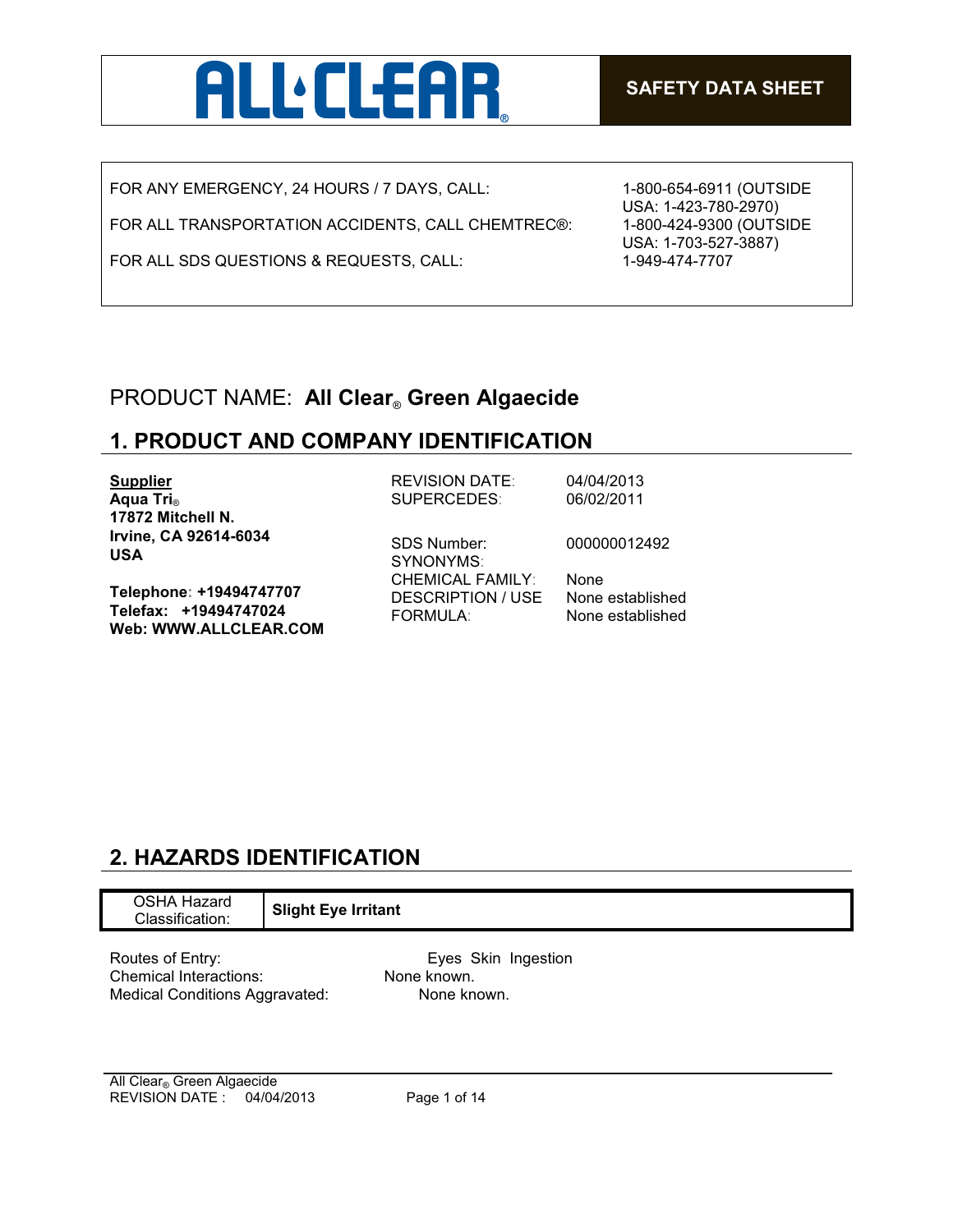ALL CLEAR®

**SAFETY DATA SHEET**

| | |
|---|---|
| FOR ANY EMERGENCY, 24 HOURS / 7 DAYS, CALL: | 1-800-654-6911 (OUTSIDE USA: 1-423-780-2970) |
| FOR ALL TRANSPORTATION ACCIDENTS, CALL CHEMTREC®: | 1-800-424-9300 (OUTSIDE USA: 1-703-527-3887) |
| FOR ALL SDS QUESTIONS & REQUESTS, CALL: | 1-949-474-7707 |

PRODUCT NAME: **All Clear® Green Algaecide**

## 1. PRODUCT AND COMPANY IDENTIFICATION

**Supplier**
**Aqua Tri®**
**17872 Mitchell N.**
**Irvine, CA 92614-6034**
**USA**

**Telephone: +19494747707**
**Telefax: +19494747024**
**Web: WWW.ALLCLEAR.COM**

| | |
|---|---|
| REVISION DATE: | 04/04/2013 |
| SUPERCEDES: | 06/02/2011 |
| SDS Number: | 000000012492 |
| SYNONYMS: | |
| CHEMICAL FAMILY: | None |
| DESCRIPTION / USE | None established |
| FORMULA: | None established |

## 2. HAZARDS IDENTIFICATION

| OSHA Hazard Classification: | **Slight Eye Irritant** |
|---|---|

Routes of Entry: Eyes Skin Ingestion
Chemical Interactions: None known.
Medical Conditions Aggravated: None known.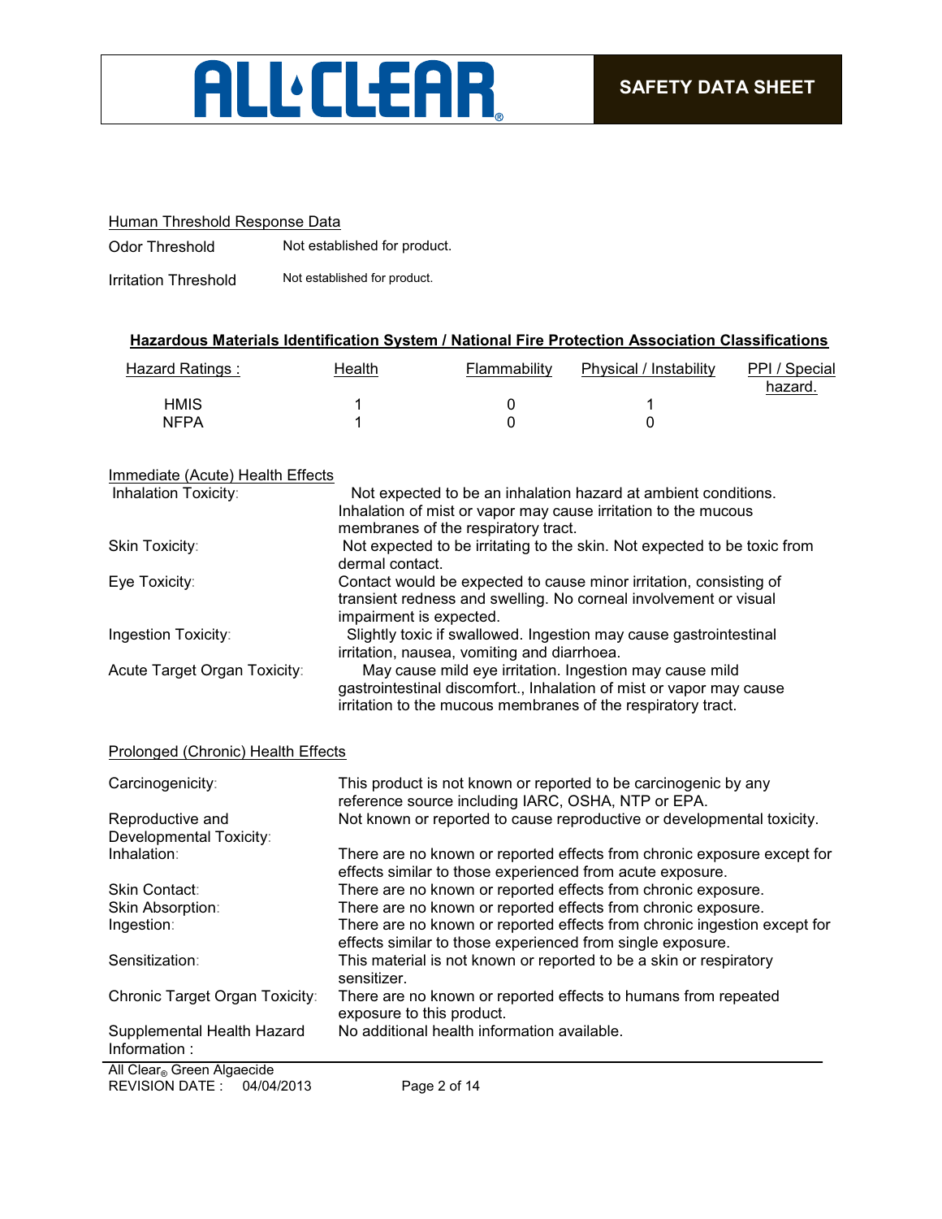Human Threshold Response Data

| | |
|---|---|
| Odor Threshold | Not established for product. |
| Irritation Threshold | Not established for product. |

**Hazardous Materials Identification System / National Fire Protection Association Classifications**

| Hazard Ratings : | Health | Flammability | Physical / Instability | PPI / Special hazard. |
|---|---|---|---|---|
| HMIS | 1 | 0 | 1 | |
| NFPA | 1 | 0 | 0 | |

Immediate (Acute) Health Effects

| | |
|---|---|
| Inhalation Toxicity: | Not expected to be an inhalation hazard at ambient conditions. Inhalation of mist or vapor may cause irritation to the mucous membranes of the respiratory tract. |
| Skin Toxicity: | Not expected to be irritating to the skin. Not expected to be toxic from dermal contact. |
| Eye Toxicity: | Contact would be expected to cause minor irritation, consisting of transient redness and swelling. No corneal involvement or visual impairment is expected. |
| Ingestion Toxicity: | Slightly toxic if swallowed. Ingestion may cause gastrointestinal irritation, nausea, vomiting and diarrhoea. |
| Acute Target Organ Toxicity: | May cause mild eye irritation. Ingestion may cause mild gastrointestinal discomfort., Inhalation of mist or vapor may cause irritation to the mucous membranes of the respiratory tract. |

Prolonged (Chronic) Health Effects

| | |
|---|---|
| Carcinogenicity: | This product is not known or reported to be carcinogenic by any reference source including IARC, OSHA, NTP or EPA. |
| Reproductive and Developmental Toxicity: | Not known or reported to cause reproductive or developmental toxicity. |
| Inhalation: | There are no known or reported effects from chronic exposure except for effects similar to those experienced from acute exposure. |
| Skin Contact: | There are no known or reported effects from chronic exposure. |
| Skin Absorption: | There are no known or reported effects from chronic exposure. |
| Ingestion: | There are no known or reported effects from chronic ingestion except for effects similar to those experienced from single exposure. |
| Sensitization: | This material is not known or reported to be a skin or respiratory sensitizer. |
| Chronic Target Organ Toxicity: | There are no known or reported effects to humans from repeated exposure to this product. |
| Supplemental Health Hazard Information : | No additional health information available. |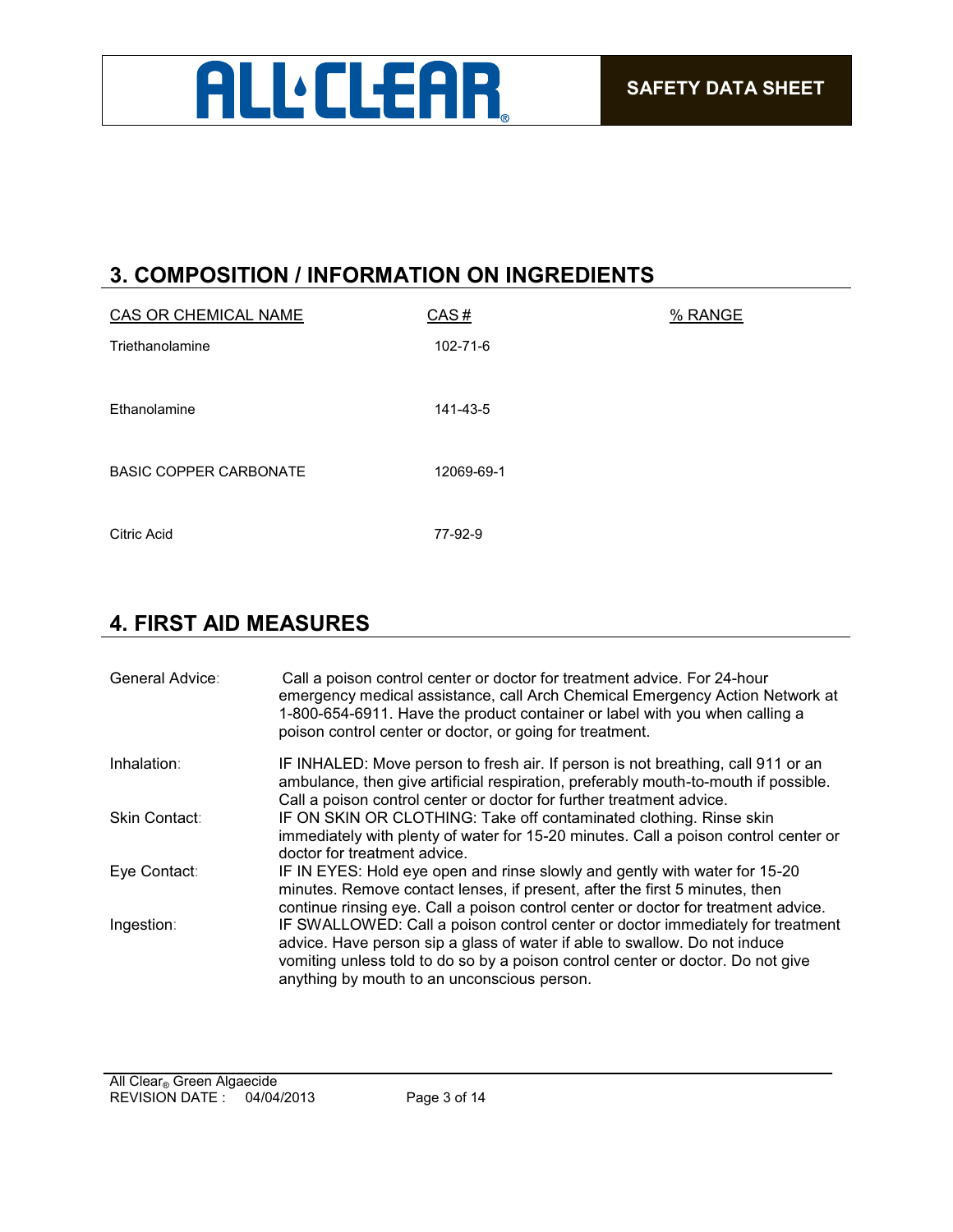## 3. COMPOSITION / INFORMATION ON INGREDIENTS

| CAS OR CHEMICAL NAME | CAS # | % RANGE |
|---|---|---|
| Triethanolamine | 102-71-6 | |
| Ethanolamine | 141-43-5 | |
| BASIC COPPER CARBONATE | 12069-69-1 | |
| Citric Acid | 77-92-9 | |

## 4. FIRST AID MEASURES

| | |
|---|---|
| General Advice: | Call a poison control center or doctor for treatment advice. For 24-hour emergency medical assistance, call Arch Chemical Emergency Action Network at 1-800-654-6911. Have the product container or label with you when calling a poison control center or doctor, or going for treatment. |
| Inhalation: | IF INHALED: Move person to fresh air. If person is not breathing, call 911 or an ambulance, then give artificial respiration, preferably mouth-to-mouth if possible. Call a poison control center or doctor for further treatment advice. |
| Skin Contact: | IF ON SKIN OR CLOTHING: Take off contaminated clothing. Rinse skin immediately with plenty of water for 15-20 minutes. Call a poison control center or doctor for treatment advice. |
| Eye Contact: | IF IN EYES: Hold eye open and rinse slowly and gently with water for 15-20 minutes. Remove contact lenses, if present, after the first 5 minutes, then continue rinsing eye. Call a poison control center or doctor for treatment advice. |
| Ingestion: | IF SWALLOWED: Call a poison control center or doctor immediately for treatment advice. Have person sip a glass of water if able to swallow. Do not induce vomiting unless told to do so by a poison control center or doctor. Do not give anything by mouth to an unconscious person. |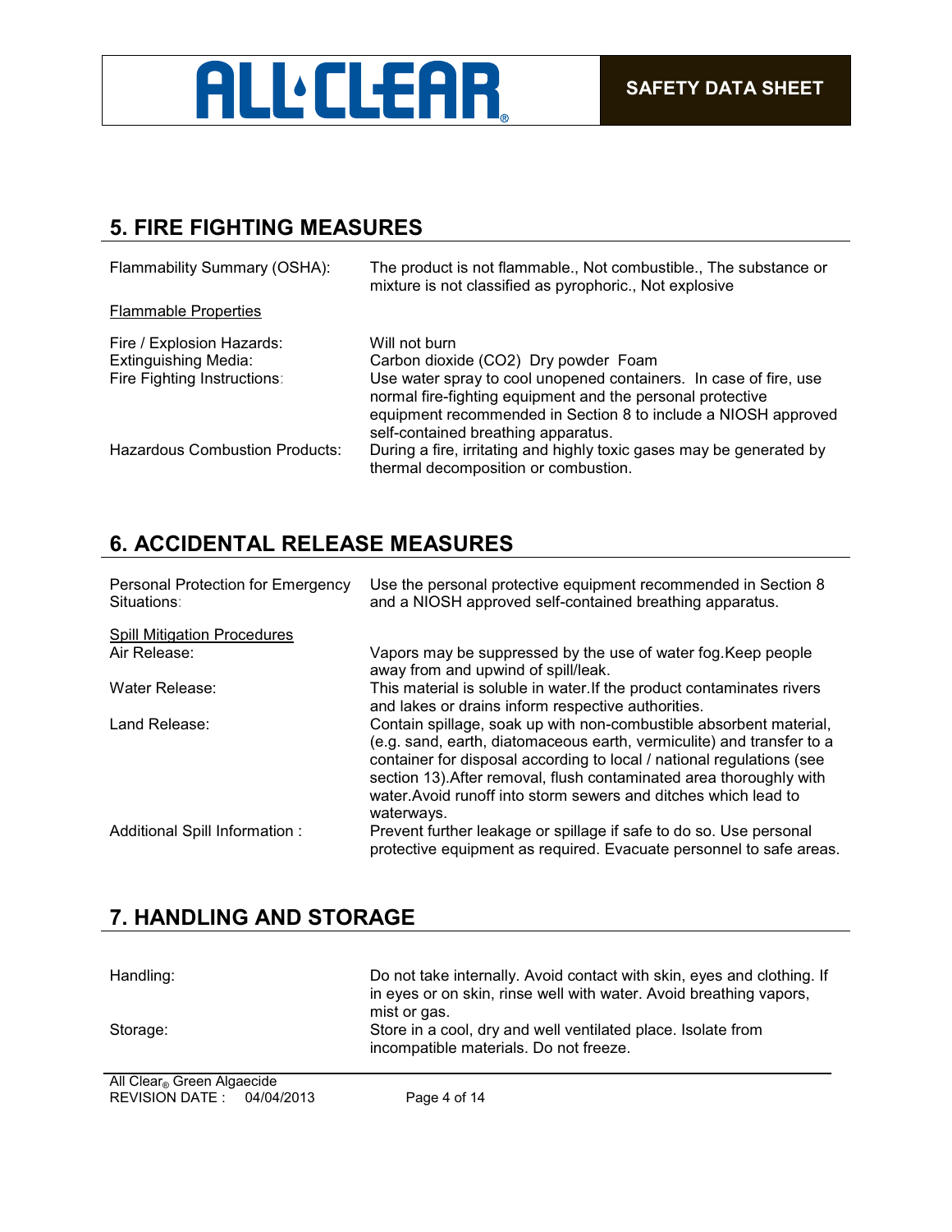## 5. FIRE FIGHTING MEASURES

Flammability Summary (OSHA): The product is not flammable., Not combustible., The substance or mixture is not classified as pyrophoric., Not explosive

Flammable Properties

Fire / Explosion Hazards: Will not burn

Extinguishing Media: Carbon dioxide ($CO_2$) Dry powder Foam

Fire Fighting Instructions: Use water spray to cool unopened containers. In case of fire, use normal fire-fighting equipment and the personal protective equipment recommended in Section 8 to include a NIOSH approved self-contained breathing apparatus.

Hazardous Combustion Products: During a fire, irritating and highly toxic gases may be generated by thermal decomposition or combustion.

## 6. ACCIDENTAL RELEASE MEASURES

Personal Protection for Emergency Situations: Use the personal protective equipment recommended in Section 8 and a NIOSH approved self-contained breathing apparatus.

Spill Mitigation Procedures

Air Release: Vapors may be suppressed by the use of water fog.Keep people away from and upwind of spill/leak.

Water Release: This material is soluble in water.If the product contaminates rivers and lakes or drains inform respective authorities.

Land Release: Contain spillage, soak up with non-combustible absorbent material, (e.g. sand, earth, diatomaceous earth, vermiculite) and transfer to a container for disposal according to local / national regulations (see section 13).After removal, flush contaminated area thoroughly with water.Avoid runoff into storm sewers and ditches which lead to waterways.

Additional Spill Information : Prevent further leakage or spillage if safe to do so. Use personal protective equipment as required. Evacuate personnel to safe areas.

## 7. HANDLING AND STORAGE

Handling: Do not take internally. Avoid contact with skin, eyes and clothing. If in eyes or on skin, rinse well with water. Avoid breathing vapors, mist or gas.

Storage: Store in a cool, dry and well ventilated place. Isolate from incompatible materials. Do not freeze.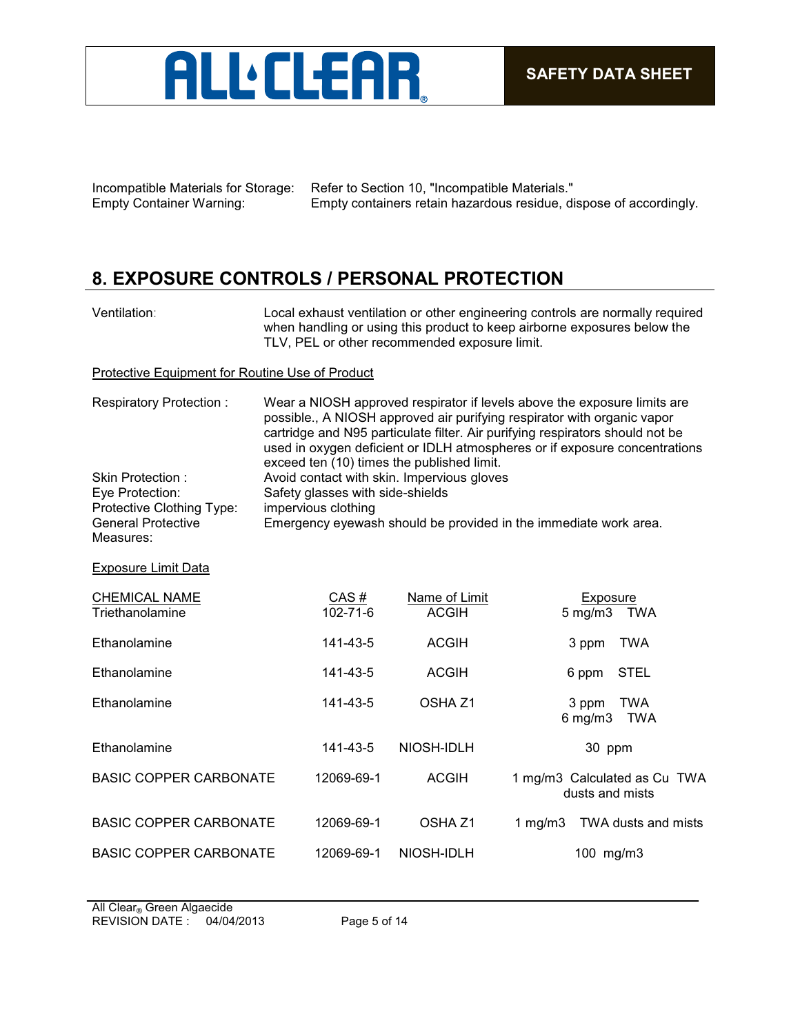Incompatible Materials for Storage: Refer to Section 10, "Incompatible Materials."
Empty Container Warning: Empty containers retain hazardous residue, dispose of accordingly.

## 8. EXPOSURE CONTROLS / PERSONAL PROTECTION

Ventilation: Local exhaust ventilation or other engineering controls are normally required when handling or using this product to keep airborne exposures below the TLV, PEL or other recommended exposure limit.

Protective Equipment for Routine Use of Product

Respiratory Protection : Wear a NIOSH approved respirator if levels above the exposure limits are possible., A NIOSH approved air purifying respirator with organic vapor cartridge and N95 particulate filter. Air purifying respirators should not be used in oxygen deficient or IDLH atmospheres or if exposure concentrations exceed ten (10) times the published limit.
Skin Protection : Avoid contact with skin. Impervious gloves
Eye Protection: Safety glasses with side-shields
Protective Clothing Type: impervious clothing
General Protective Measures: Emergency eyewash should be provided in the immediate work area.

Exposure Limit Data

| CHEMICAL NAME | CAS # | Name of Limit | Exposure |
|---|---|---|---|
| Triethanolamine | 102-71-6 | ACGIH | 5 mg/m3 TWA |
| Ethanolamine | 141-43-5 | ACGIH | 3 ppm TWA |
| Ethanolamine | 141-43-5 | ACGIH | 6 ppm STEL |
| Ethanolamine | 141-43-5 | OSHA Z1 | 3 ppm TWA<br>6 mg/m3 TWA |
| Ethanolamine | 141-43-5 | NIOSH-IDLH | 30 ppm |
| BASIC COPPER CARBONATE | 12069-69-1 | ACGIH | 1 mg/m3 Calculated as Cu TWA dusts and mists |
| BASIC COPPER CARBONATE | 12069-69-1 | OSHA Z1 | 1 mg/m3 TWA dusts and mists |
| BASIC COPPER CARBONATE | 12069-69-1 | NIOSH-IDLH | 100 mg/m3 |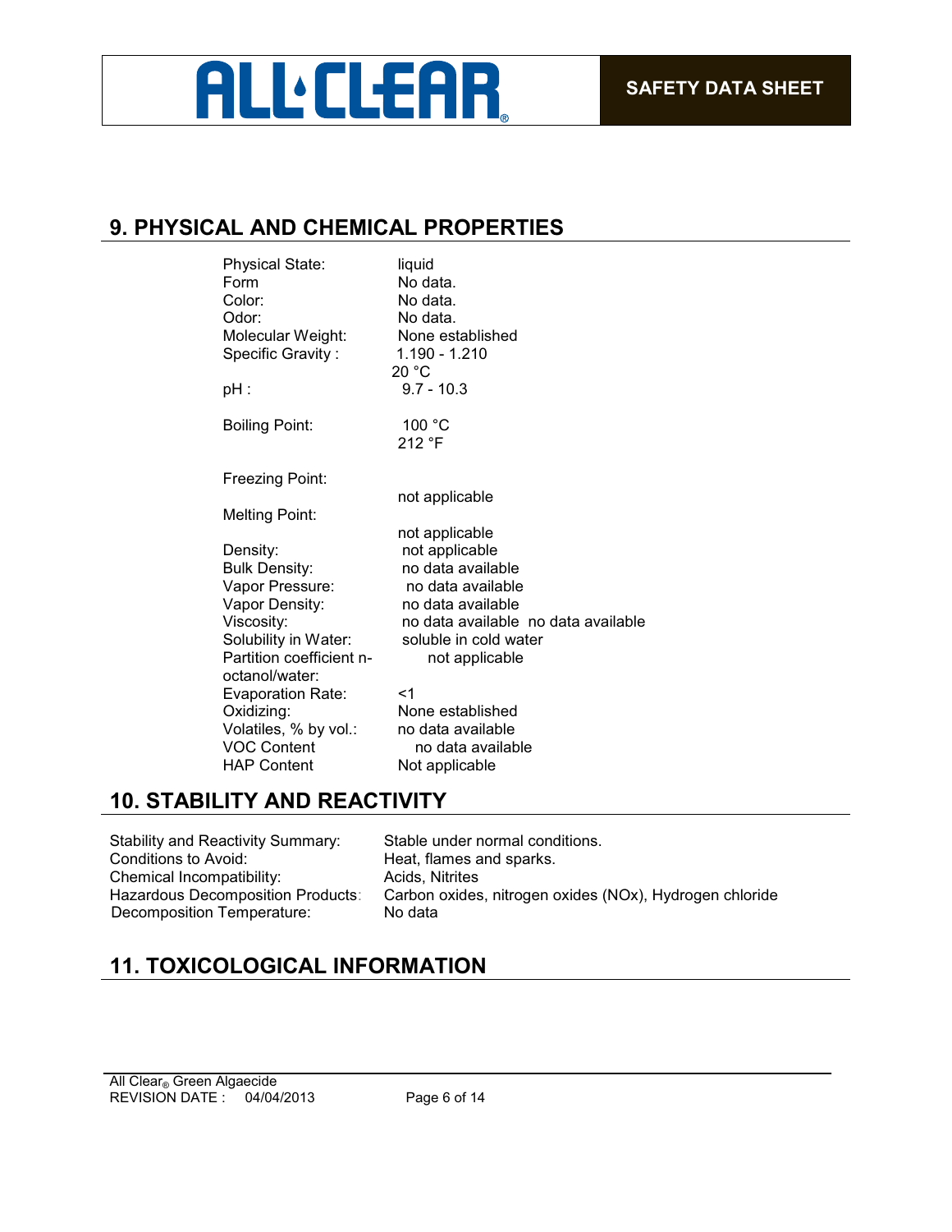## 9. PHYSICAL AND CHEMICAL PROPERTIES

| | |
|---|---|
| Physical State: | liquid |
| Form | No data. |
| Color: | No data. |
| Odor: | No data. |
| Molecular Weight: | None established |
| Specific Gravity : | 1.190 - 1.210<br>20 °C |
| pH : | 9.7 - 10.3 |
| Boiling Point: | 100 °C<br>212 °F |
| Freezing Point: | not applicable |
| Melting Point: | not applicable |
| Density: | not applicable |
| Bulk Density: | no data available |
| Vapor Pressure: | no data available |
| Vapor Density: | no data available |
| Viscosity: | no data available no data available |
| Solubility in Water: | soluble in cold water |
| Partition coefficient n-octanol/water: | not applicable |
| Evaporation Rate: | <1 |
| Oxidizing: | None established |
| Volatiles, % by vol.: | no data available |
| VOC Content | no data available |
| HAP Content | Not applicable |

## 10. STABILITY AND REACTIVITY

| | |
|---|---|
| Stability and Reactivity Summary: | Stable under normal conditions. |
| Conditions to Avoid: | Heat, flames and sparks. |
| Chemical Incompatibility: | Acids, Nitrites |
| Hazardous Decomposition Products: | Carbon oxides, nitrogen oxides (NOx), Hydrogen chloride |
| Decomposition Temperature: | No data |

## 11. TOXICOLOGICAL INFORMATION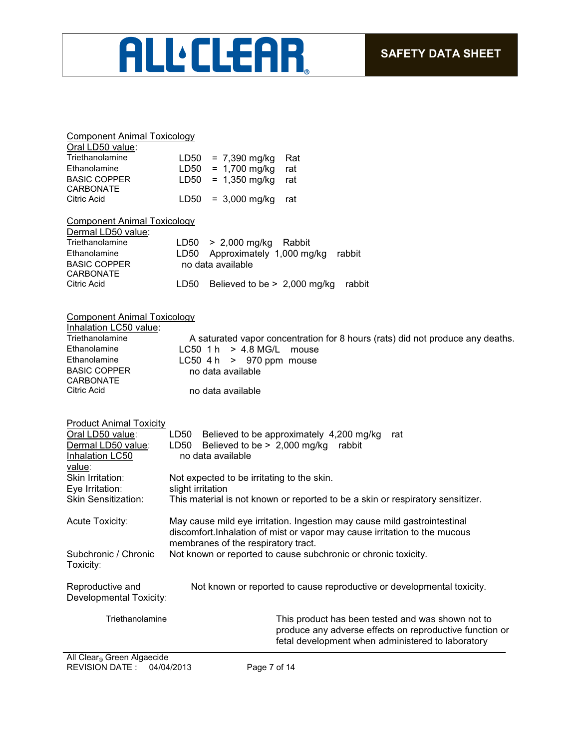Component Animal Toxicology

Oral LD50 value:

| | |
|---|---|
| Triethanolamine | LD50 = 7,390 mg/kg Rat |
| Ethanolamine | LD50 = 1,700 mg/kg rat |
| BASIC COPPER CARBONATE | LD50 = 1,350 mg/kg rat |
| Citric Acid | LD50 = 3,000 mg/kg rat |

Component Animal Toxicology

Dermal LD50 value:

| | |
|---|---|
| Triethanolamine | LD50 > 2,000 mg/kg Rabbit |
| Ethanolamine | LD50 Approximately 1,000 mg/kg rabbit |
| BASIC COPPER CARBONATE | no data available |
| Citric Acid | LD50 Believed to be > 2,000 mg/kg rabbit |

Component Animal Toxicology

Inhalation LC50 value:

| | |
|---|---|
| Triethanolamine | A saturated vapor concentration for 8 hours (rats) did not produce any deaths. |
| Ethanolamine | LC50 1 h > 4.8 MG/L mouse |
| Ethanolamine | LC50 4 h > 970 ppm mouse |
| BASIC COPPER CARBONATE | no data available |
| Citric Acid | no data available |

Product Animal Toxicity

| | |
|---|---|
| Oral LD50 value: | LD50 Believed to be approximately 4,200 mg/kg rat |
| Dermal LD50 value: | LD50 Believed to be > 2,000 mg/kg rabbit |
| Inhalation LC50 value: | no data available |
| Skin Irritation: | Not expected to be irritating to the skin. |
| Eye Irritation: | slight irritation |
| Skin Sensitization: | This material is not known or reported to be a skin or respiratory sensitizer. |
| Acute Toxicity: | May cause mild eye irritation. Ingestion may cause mild gastrointestinal discomfort.Inhalation of mist or vapor may cause irritation to the mucous membranes of the respiratory tract. |
| Subchronic / Chronic Toxicity: | Not known or reported to cause subchronic or chronic toxicity. |
| Reproductive and Developmental Toxicity: | Not known or reported to cause reproductive or developmental toxicity. |

| | |
|---|---|
| Triethanolamine | This product has been tested and was shown not to produce any adverse effects on reproductive function or fetal development when administered to laboratory |

All Clear® Green Algaecide
REVISION DATE : 04/04/2013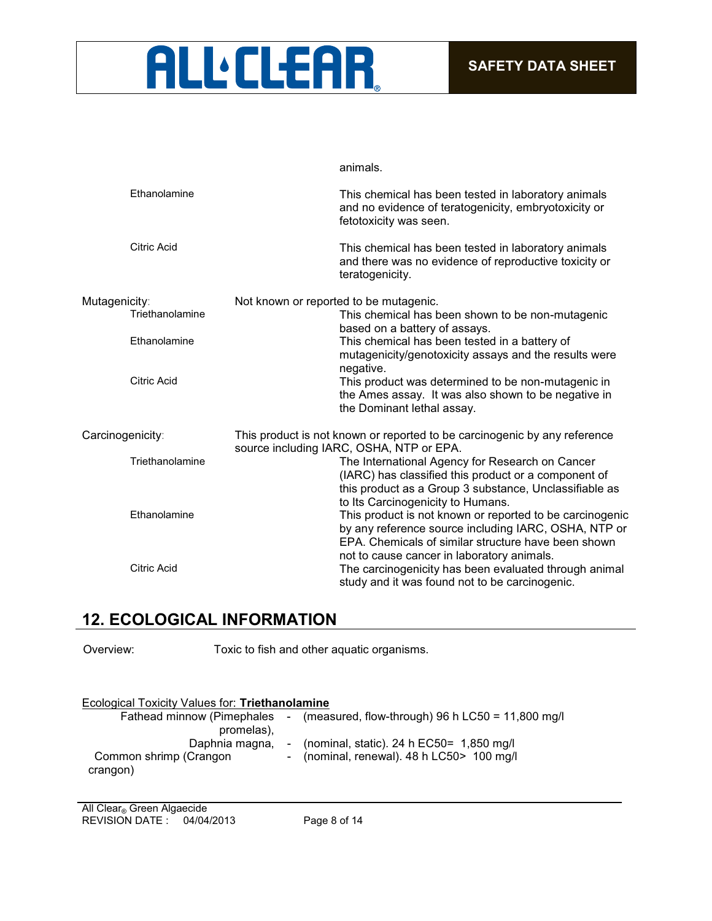animals.

| | |
|---|---|
| Ethanolamine | This chemical has been tested in laboratory animals and no evidence of teratogenicity, embryotoxicity or fetotoxicity was seen. |
| Citric Acid | This chemical has been tested in laboratory animals and there was no evidence of reproductive toxicity or teratogenicity. |

Mutagenicity: Not known or reported to be mutagenic.

| | |
|---|---|
| Triethanolamine | This chemical has been shown to be non-mutagenic based on a battery of assays. |
| Ethanolamine | This chemical has been tested in a battery of mutagenicity/genotoxicity assays and the results were negative. |
| Citric Acid | This product was determined to be non-mutagenic in the Ames assay. It was also shown to be negative in the Dominant lethal assay. |

Carcinogenicity: This product is not known or reported to be carcinogenic by any reference source including IARC, OSHA, NTP or EPA.

| | |
|---|---|
| Triethanolamine | The International Agency for Research on Cancer (IARC) has classified this product or a component of this product as a Group 3 substance, Unclassifiable as to Its Carcinogenicity to Humans. |
| Ethanolamine | This product is not known or reported to be carcinogenic by any reference source including IARC, OSHA, NTP or EPA. Chemicals of similar structure have been shown not to cause cancer in laboratory animals. |
| Citric Acid | The carcinogenicity has been evaluated through animal study and it was found not to be carcinogenic. |

## 12. ECOLOGICAL INFORMATION

Overview: Toxic to fish and other aquatic organisms.

Ecological Toxicity Values for: **Triethanolamine**

| | | |
|---|---|---|
| Fathead minnow (Pimephales promelas), | - | (measured, flow-through) 96 h LC50 = 11,800 mg/l |
| Daphnia magna, | - | (nominal, static). 24 h EC50= 1,850 mg/l |
| Common shrimp (Crangon crangon) | - | (nominal, renewal). 48 h LC50> 100 mg/l |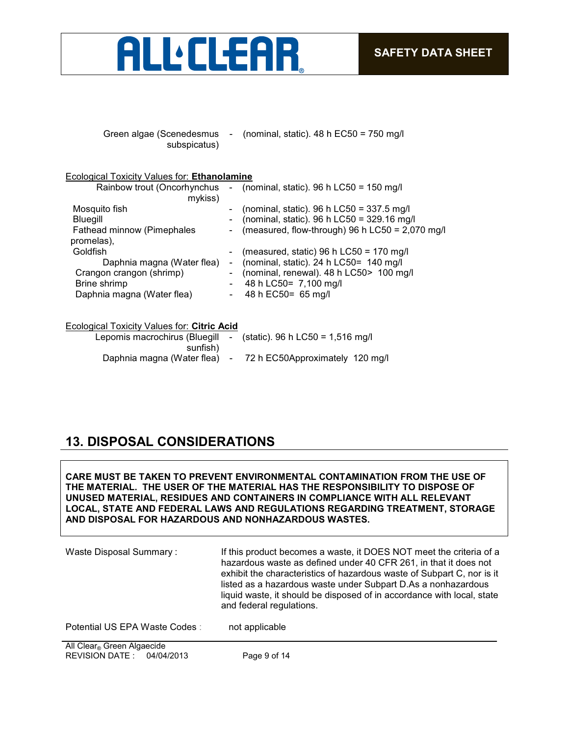Green algae (Scenedesmus subspicatus) - (nominal, static). 48 h EC50 = 750 mg/l

Ecological Toxicity Values for: **Ethanolamine**

| | | |
|---|---|---|
| Rainbow trout (Oncorhynchus mykiss) | - | (nominal, static). 96 h LC50 = 150 mg/l |
| Mosquito fish | - | (nominal, static). 96 h LC50 = 337.5 mg/l |
| Bluegill | - | (nominal, static). 96 h LC50 = 329.16 mg/l |
| Fathead minnow (Pimephales promelas), | - | (measured, flow-through) 96 h LC50 = 2,070 mg/l |
| Goldfish | - | (measured, static) 96 h LC50 = 170 mg/l |
| Daphnia magna (Water flea) | - | (nominal, static). 24 h LC50= 140 mg/l |
| Crangon crangon (shrimp) | - | (nominal, renewal). 48 h LC50> 100 mg/l |
| Brine shrimp | - | 48 h LC50= 7,100 mg/l |
| Daphnia magna (Water flea) | - | 48 h EC50= 65 mg/l |

Ecological Toxicity Values for: **Citric Acid**

| | | |
|---|---|---|
| Lepomis macrochirus (Bluegill sunfish) | - | (static). 96 h LC50 = 1,516 mg/l |
| Daphnia magna (Water flea) | - | 72 h EC50Approximately 120 mg/l |

## 13. DISPOSAL CONSIDERATIONS

**CARE MUST BE TAKEN TO PREVENT ENVIRONMENTAL CONTAMINATION FROM THE USE OF THE MATERIAL. THE USER OF THE MATERIAL HAS THE RESPONSIBILITY TO DISPOSE OF UNUSED MATERIAL, RESIDUES AND CONTAINERS IN COMPLIANCE WITH ALL RELEVANT LOCAL, STATE AND FEDERAL LAWS AND REGULATIONS REGARDING TREATMENT, STORAGE AND DISPOSAL FOR HAZARDOUS AND NONHAZARDOUS WASTES.**

| | |
|---|---|
| Waste Disposal Summary : | If this product becomes a waste, it DOES NOT meet the criteria of a hazardous waste as defined under 40 CFR 261, in that it does not exhibit the characteristics of hazardous waste of Subpart C, nor is it listed as a hazardous waste under Subpart D.As a nonhazardous liquid waste, it should be disposed of in accordance with local, state and federal regulations. |
| Potential US EPA Waste Codes : | not applicable |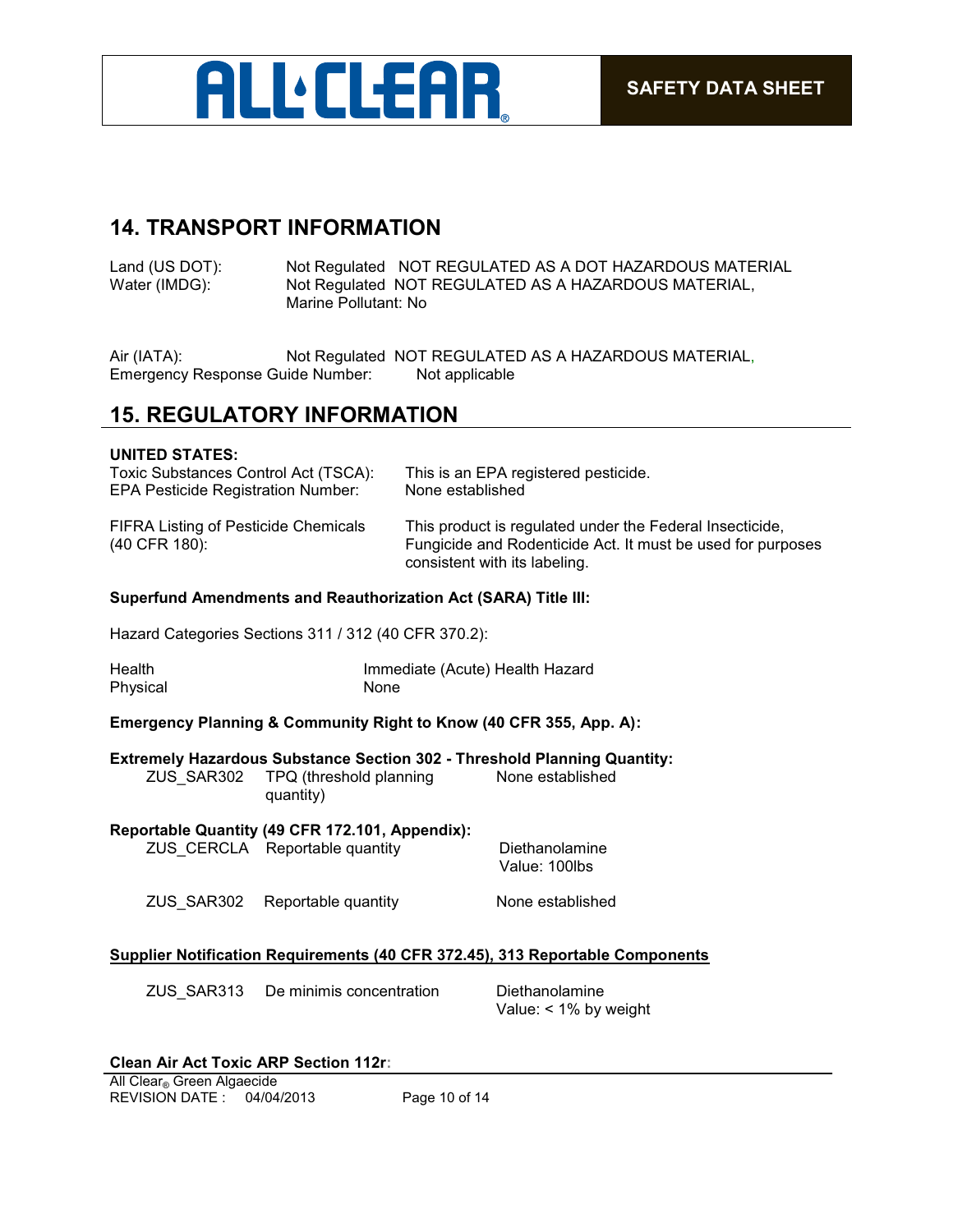## 14. TRANSPORT INFORMATION

Land (US DOT): Not Regulated NOT REGULATED AS A DOT HAZARDOUS MATERIAL
Water (IMDG): Not Regulated NOT REGULATED AS A HAZARDOUS MATERIAL, Marine Pollutant: No

Air (IATA): Not Regulated NOT REGULATED AS A HAZARDOUS MATERIAL,
Emergency Response Guide Number: Not applicable

## 15. REGULATORY INFORMATION

**UNITED STATES:**

| | |
|---|---|
| Toxic Substances Control Act (TSCA): | This is an EPA registered pesticide. |
| EPA Pesticide Registration Number: | None established |
| FIFRA Listing of Pesticide Chemicals (40 CFR 180): | This product is regulated under the Federal Insecticide, Fungicide and Rodenticide Act. It must be used for purposes consistent with its labeling. |

**Superfund Amendments and Reauthorization Act (SARA) Title III:**

Hazard Categories Sections 311 / 312 (40 CFR 370.2):

| | |
|---|---|
| Health | Immediate (Acute) Health Hazard |
| Physical | None |

**Emergency Planning & Community Right to Know (40 CFR 355, App. A):**

**Extremely Hazardous Substance Section 302 - Threshold Planning Quantity:**

| | | |
|---|---|---|
| ZUS_SAR302 | TPQ (threshold planning quantity) | None established |

**Reportable Quantity (49 CFR 172.101, Appendix):**

| | | |
|---|---|---|
| ZUS_CERCLA | Reportable quantity | Diethanolamine<br>Value: 100lbs |
| ZUS_SAR302 | Reportable quantity | None established |

**Supplier Notification Requirements (40 CFR 372.45), 313 Reportable Components**

| | | |
|---|---|---|
| ZUS_SAR313 | De minimis concentration | Diethanolamine<br>Value: < 1% by weight |

**Clean Air Act Toxic ARP Section 112r:**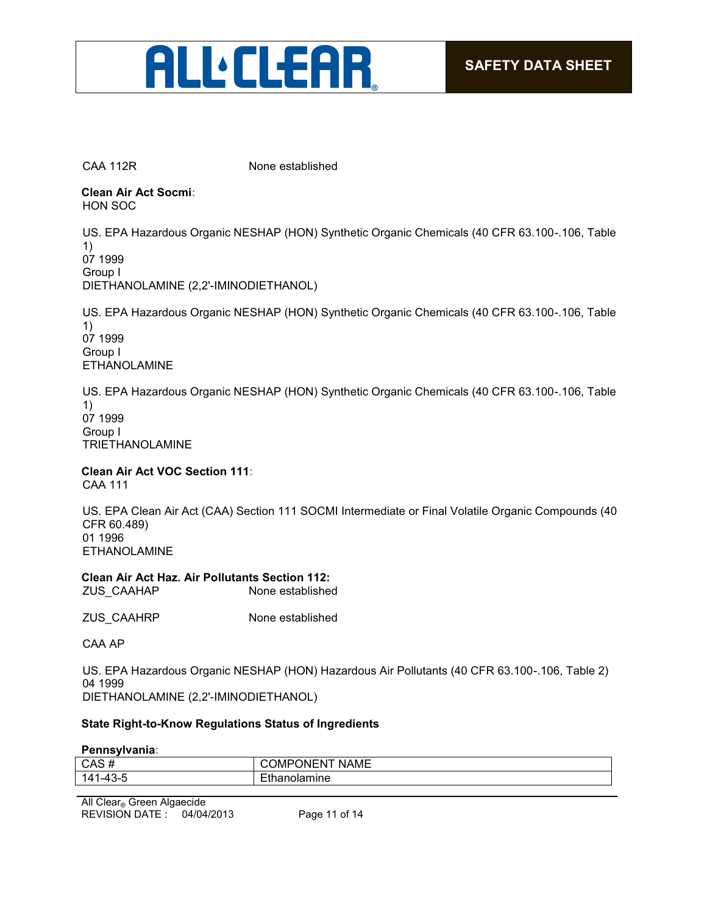CAA 112R None established

**Clean Air Act Socmi:**
HON SOC

US. EPA Hazardous Organic NESHAP (HON) Synthetic Organic Chemicals (40 CFR 63.100-.106, Table 1)
07 1999
Group I
DIETHANOLAMINE (2,2'-IMINODIETHANOL)

US. EPA Hazardous Organic NESHAP (HON) Synthetic Organic Chemicals (40 CFR 63.100-.106, Table 1)
07 1999
Group I
ETHANOLAMINE

US. EPA Hazardous Organic NESHAP (HON) Synthetic Organic Chemicals (40 CFR 63.100-.106, Table 1)
07 1999
Group I
TRIETHANOLAMINE

**Clean Air Act VOC Section 111:**
CAA 111

US. EPA Clean Air Act (CAA) Section 111 SOCMI Intermediate or Final Volatile Organic Compounds (40 CFR 60.489)
01 1996
ETHANOLAMINE

**Clean Air Act Haz. Air Pollutants Section 112:**
ZUS_CAAHAP None established

ZUS_CAAHRP None established

CAA AP

US. EPA Hazardous Organic NESHAP (HON) Hazardous Air Pollutants (40 CFR 63.100-.106, Table 2)
04 1999
DIETHANOLAMINE (2,2'-IMINODIETHANOL)

**State Right-to-Know Regulations Status of Ingredients**

**Pennsylvania:**

| CAS # | COMPONENT NAME |
|---|---|
| 141-43-5 | Ethanolamine |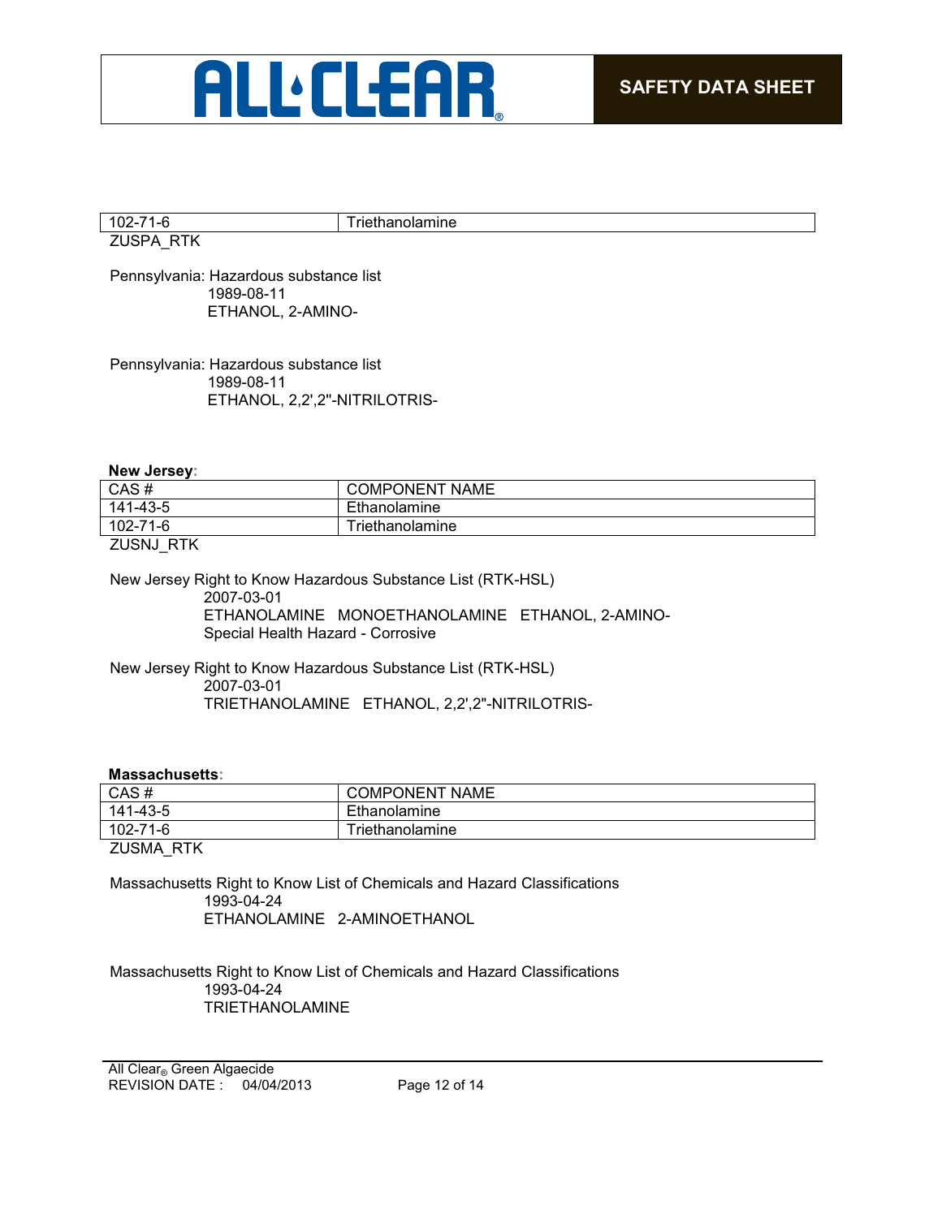| 102-71-6 | Triethanolamine |
|---|---|

ZUSPA_RTK

Pennsylvania: Hazardous substance list
1989-08-11
ETHANOL, 2-AMINO-

Pennsylvania: Hazardous substance list
1989-08-11
ETHANOL, 2,2',2''-NITRILOTRIS-

**New Jersey:**

| CAS # | COMPONENT NAME |
|---|---|
| 141-43-5 | Ethanolamine |
| 102-71-6 | Triethanolamine |

ZUSNJ_RTK

New Jersey Right to Know Hazardous Substance List (RTK-HSL)
2007-03-01
ETHANOLAMINE MONOETHANOLAMINE ETHANOL, 2-AMINO-
Special Health Hazard - Corrosive

New Jersey Right to Know Hazardous Substance List (RTK-HSL)
2007-03-01
TRIETHANOLAMINE ETHANOL, 2,2',2''-NITRILOTRIS-

**Massachusetts:**

| CAS # | COMPONENT NAME |
|---|---|
| 141-43-5 | Ethanolamine |
| 102-71-6 | Triethanolamine |

ZUSMA_RTK

Massachusetts Right to Know List of Chemicals and Hazard Classifications
1993-04-24
ETHANOLAMINE 2-AMINOETHANOL

Massachusetts Right to Know List of Chemicals and Hazard Classifications
1993-04-24
TRIETHANOLAMINE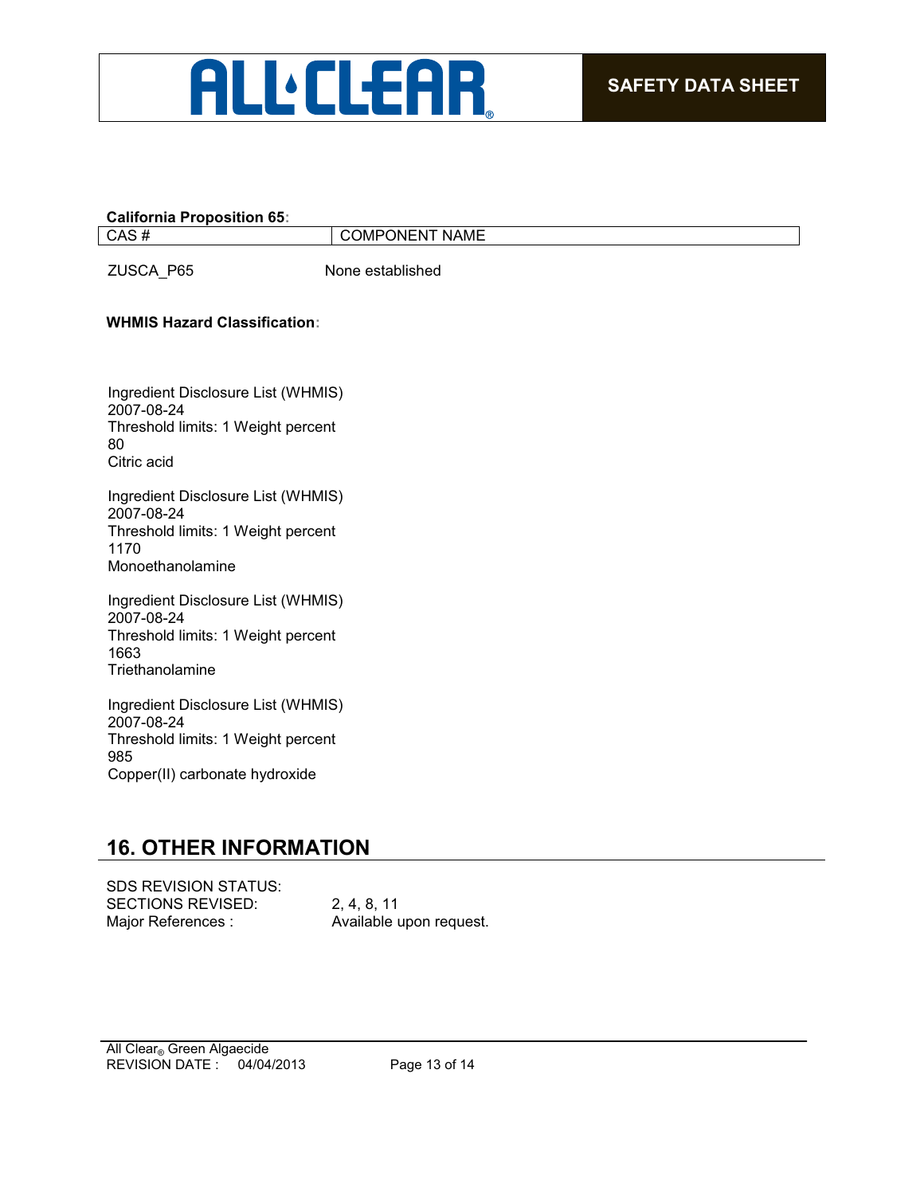**California Proposition 65:**

| CAS # | COMPONENT NAME |
|---|---|
| ZUSCA_P65 | None established |

**WHMIS Hazard Classification:**

Ingredient Disclosure List (WHMIS)
2007-08-24
Threshold limits: 1 Weight percent
80
Citric acid

Ingredient Disclosure List (WHMIS)
2007-08-24
Threshold limits: 1 Weight percent
1170
Monoethanolamine

Ingredient Disclosure List (WHMIS)
2007-08-24
Threshold limits: 1 Weight percent
1663
Triethanolamine

Ingredient Disclosure List (WHMIS)
2007-08-24
Threshold limits: 1 Weight percent
985
Copper(II) carbonate hydroxide

## 16. OTHER INFORMATION

SDS REVISION STATUS:
SECTIONS REVISED: 2, 4, 8, 11
Major References : Available upon request.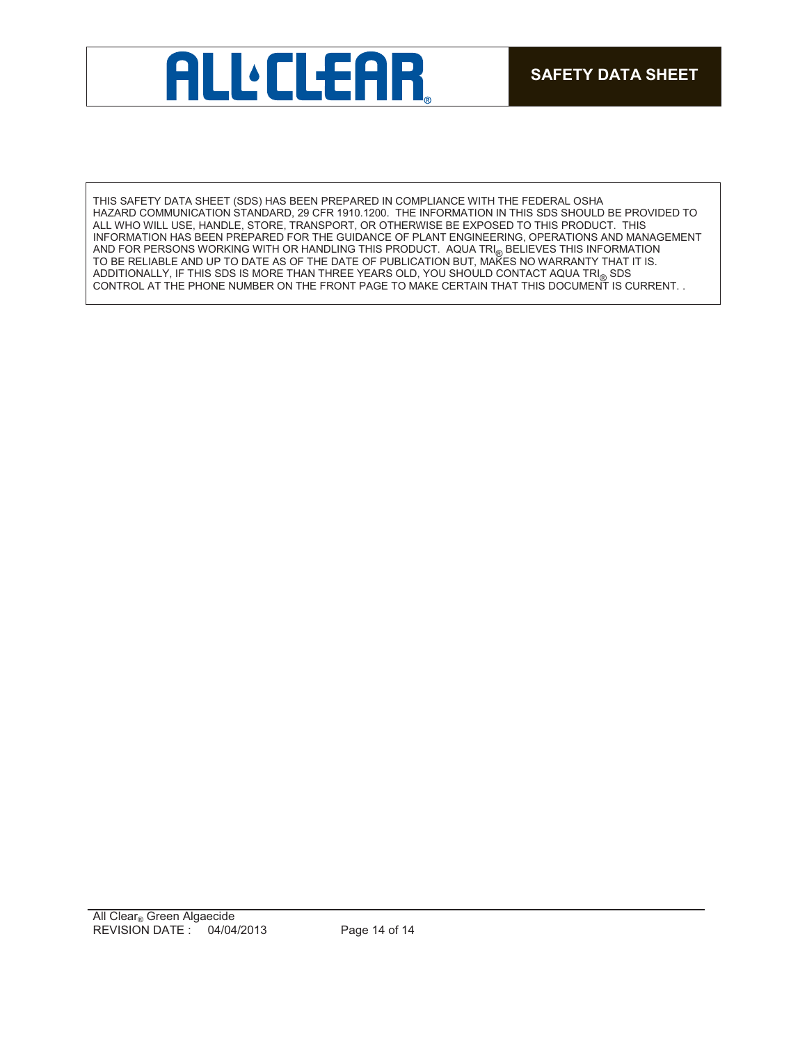**SAFETY DATA SHEET**

THIS SAFETY DATA SHEET (SDS) HAS BEEN PREPARED IN COMPLIANCE WITH THE FEDERAL OSHA HAZARD COMMUNICATION STANDARD, 29 CFR 1910.1200. THE INFORMATION IN THIS SDS SHOULD BE PROVIDED TO ALL WHO WILL USE, HANDLE, STORE, TRANSPORT, OR OTHERWISE BE EXPOSED TO THIS PRODUCT. THIS INFORMATION HAS BEEN PREPARED FOR THE GUIDANCE OF PLANT ENGINEERING, OPERATIONS AND MANAGEMENT AND FOR PERSONS WORKING WITH OR HANDLING THIS PRODUCT. AQUA TRI® BELIEVES THIS INFORMATION TO BE RELIABLE AND UP TO DATE AS OF THE DATE OF PUBLICATION BUT, MAKES NO WARRANTY THAT IT IS. ADDITIONALLY, IF THIS SDS IS MORE THAN THREE YEARS OLD, YOU SHOULD CONTACT AQUA TRI® SDS CONTROL AT THE PHONE NUMBER ON THE FRONT PAGE TO MAKE CERTAIN THAT THIS DOCUMENT IS CURRENT. .